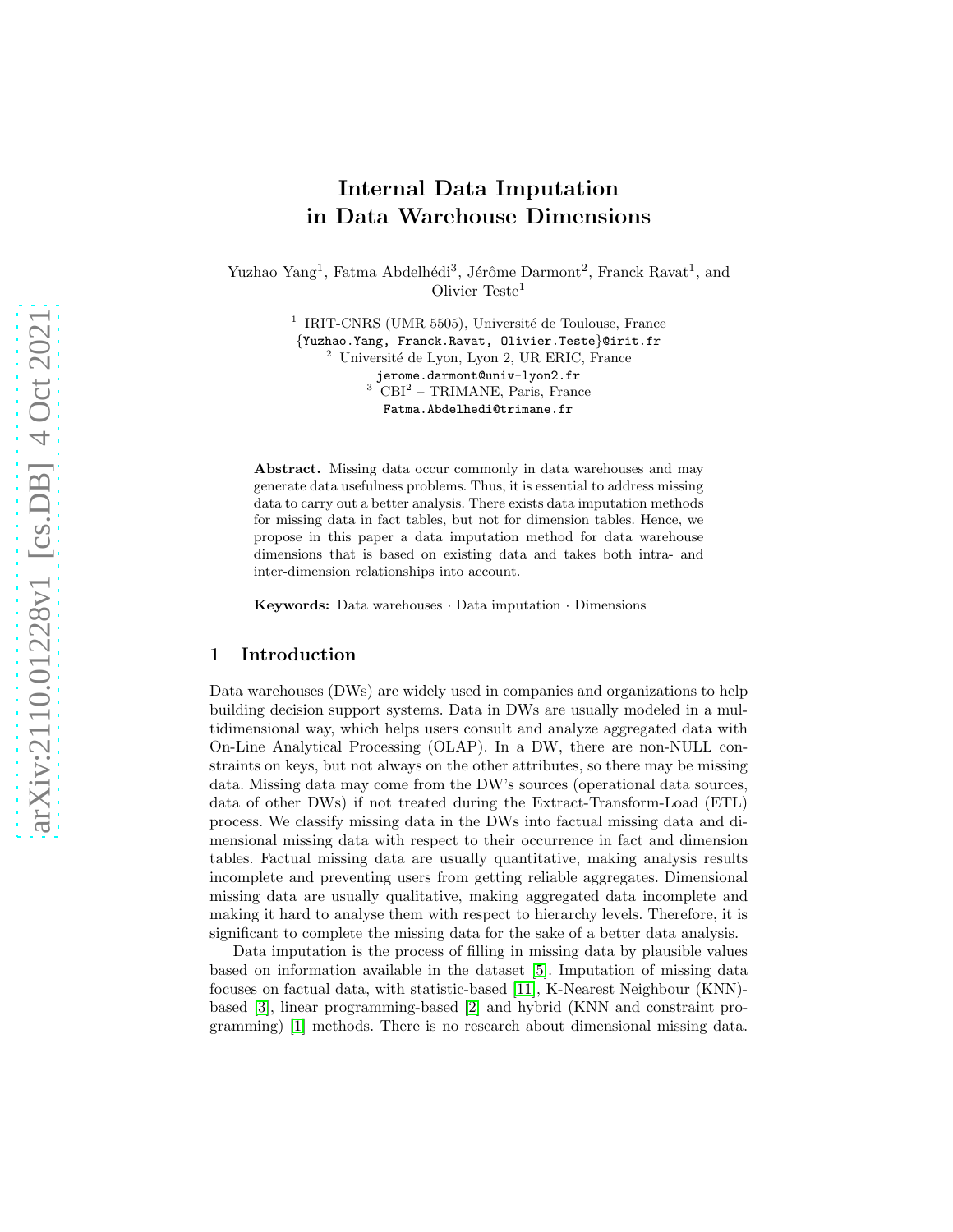# Internal Data Imputation in Data Warehouse Dimensions

Yuzhao Yang[1], Fatma Abdelhédi[3], Jérôme Darmont[2], Franck Ravat[1], and Olivier Teste[1]

[1] IRIT-CNRS (UMR 5505), Université de Toulouse, France
{Yuzhao.Yang, Franck.Ravat, Olivier.Teste}@irit.fr
[2] Université de Lyon, Lyon 2, UR ERIC, France
jerome.darmont@univ-lyon2.fr
[3] CBI² – TRIMANE, Paris, France
Fatma.Abdelhedi@trimane.fr

**Abstract.** Missing data occur commonly in data warehouses and may generate data usefulness problems. Thus, it is essential to address missing data to carry out a better analysis. There exists data imputation methods for missing data in fact tables, but not for dimension tables. Hence, we propose in this paper a data imputation method for data warehouse dimensions that is based on existing data and takes both intra- and inter-dimension relationships into account.

**Keywords:** Data warehouses · Data imputation · Dimensions

## 1 Introduction

Data warehouses (DWs) are widely used in companies and organizations to help building decision support systems. Data in DWs are usually modeled in a multidimensional way, which helps users consult and analyze aggregated data with On-Line Analytical Processing (OLAP). In a DW, there are non-NULL constraints on keys, but not always on the other attributes, so there may be missing data. Missing data may come from the DW's sources (operational data sources, data of other DWs) if not treated during the Extract-Transform-Load (ETL) process. We classify missing data in the DWs into factual missing data and dimensional missing data with respect to their occurrence in fact and dimension tables. Factual missing data are usually quantitative, making analysis results incomplete and preventing users from getting reliable aggregates. Dimensional missing data are usually qualitative, making aggregated data incomplete and making it hard to analyse them with respect to hierarchy levels. Therefore, it is significant to complete the missing data for the sake of a better data analysis.

Data imputation is the process of filling in missing data by plausible values based on information available in the dataset [5]. Imputation of missing data focuses on factual data, with statistic-based [11], K-Nearest Neighbour (KNN)-based [3], linear programming-based [2] and hybrid (KNN and constraint programming) [1] methods. There is no research about dimensional missing data.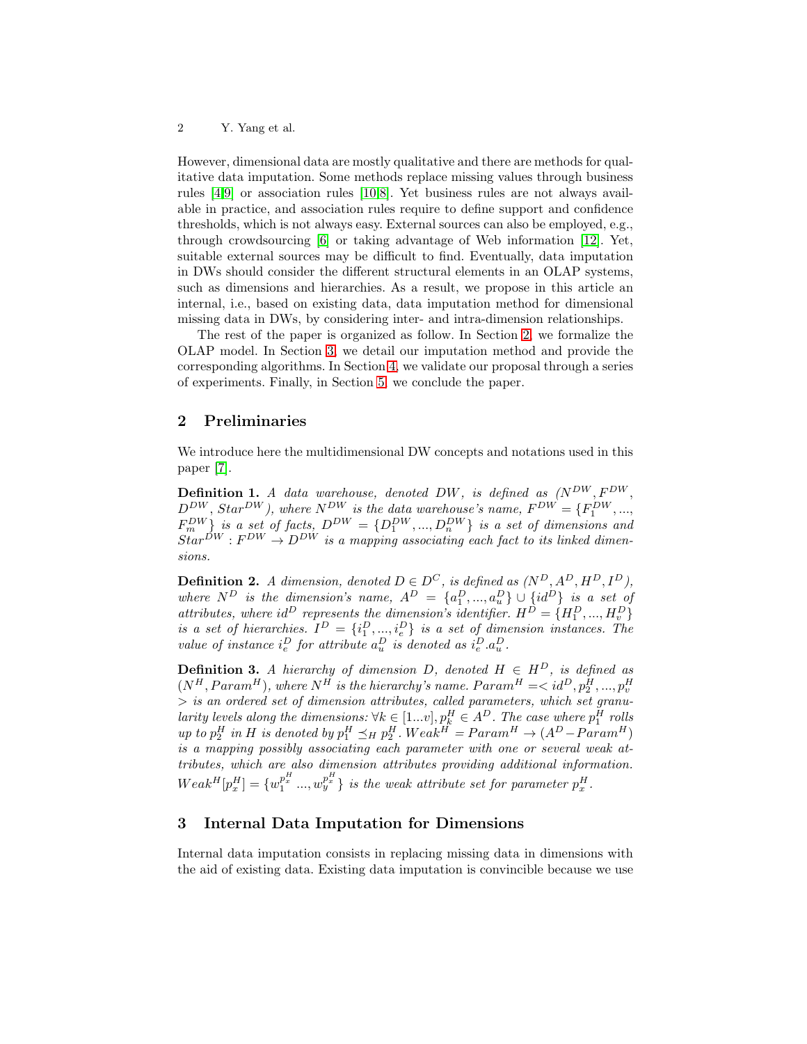However, dimensional data are mostly qualitative and there are methods for qualitative data imputation. Some methods replace missing values through business rules [4,9] or association rules [10,8]. Yet business rules are not always available in practice, and association rules require to define support and confidence thresholds, which is not always easy. External sources can also be employed, e.g., through crowdsourcing [6] or taking advantage of Web information [12]. Yet, suitable external sources may be difficult to find. Eventually, data imputation in DWs should consider the different structural elements in an OLAP systems, such as dimensions and hierarchies. As a result, we propose in this article an internal, i.e., based on existing data, data imputation method for dimensional missing data in DWs, by considering inter- and intra-dimension relationships.

The rest of the paper is organized as follow. In Section 2, we formalize the OLAP model. In Section 3, we detail our imputation method and provide the corresponding algorithms. In Section 4, we validate our proposal through a series of experiments. Finally, in Section 5, we conclude the paper.

## 2 Preliminaries

We introduce here the multidimensional DW concepts and notations used in this paper [7].

**Definition 1.** *A data warehouse, denoted* $DW$*, is defined as* $(N^{DW}, F^{DW}, D^{DW}, Star^{DW})$*, where* $N^{DW}$ *is the data warehouse's name,* $F^{DW} = \{F_1^{DW}, ..., F_m^{DW}\}$ *is a set of facts,* $D^{DW} = \{D_1^{DW}, ..., D_n^{DW}\}$ *is a set of dimensions and* $Star^{DW} : F^{DW} \rightarrow D^{DW}$ *is a mapping associating each fact to its linked dimensions.*

**Definition 2.** *A dimension, denoted* $D \in D^C$*, is defined as* $(N^D, A^D, H^D, I^D)$*, where* $N^D$ *is the dimension's name,* $A^D = \{a_1^D, ..., a_u^D\} \cup \{id^D\}$ *is a set of attributes, where* $id^D$ *represents the dimension's identifier.* $H^D = \{H_1^D, ..., H_v^D\}$ *is a set of hierarchies.* $I^D = \{i_1^D, ..., i_e^D\}$ *is a set of dimension instances. The value of instance* $i_e^D$ *for attribute* $a_u^D$ *is denoted as* $i_e^D.a_u^D$*.*

**Definition 3.** *A hierarchy of dimension* $D$*, denoted* $H \in H^D$*, is defined as* $(N^H, Param^H)$*, where* $N^H$ *is the hierarchy's name.* $Param^H = < id^D, p_2^H, ..., p_v^H >$ *is an ordered set of dimension attributes, called parameters, which set granularity levels along the dimensions:* $\forall k \in [1...v], p_k^H \in A^D$*. The case where* $p_1^H$ *rolls up to* $p_2^H$ *in* $H$ *is denoted by* $p_1^H \preceq_H p_2^H$*.* $Weak^H = Param^H \rightarrow (A^D - Param^H)$ *is a mapping possibly associating each parameter with one or several weak attributes, which are also dimension attributes providing additional information.* $Weak^H[p_x^H] = \{w_1^{p_x^H} ..., w_y^{p_x^H}\}$ *is the weak attribute set for parameter* $p_x^H$*.*

## 3 Internal Data Imputation for Dimensions

Internal data imputation consists in replacing missing data in dimensions with the aid of existing data. Existing data imputation is convincible because we use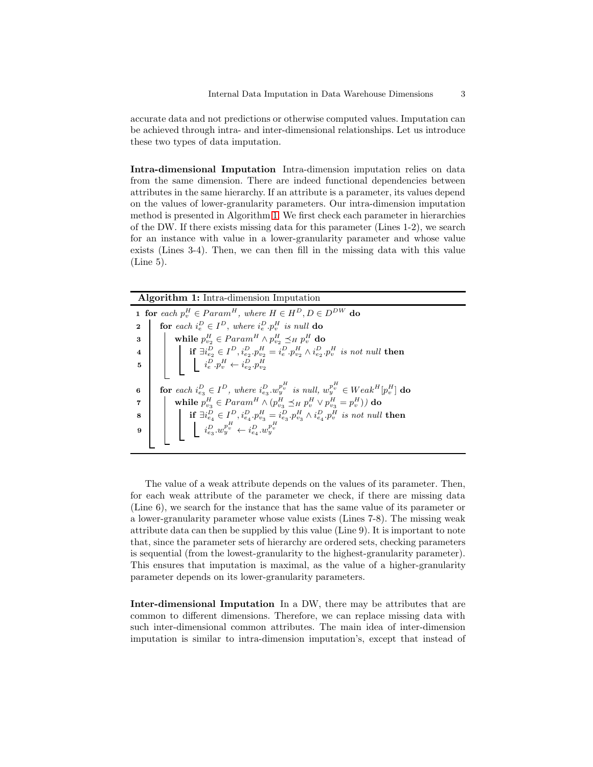accurate data and not predictions or otherwise computed values. Imputation can be achieved through intra- and inter-dimensional relationships. Let us introduce these two types of data imputation.

**Intra-dimensional Imputation** Intra-dimension imputation relies on data from the same dimension. There are indeed functional dependencies between attributes in the same hierarchy. If an attribute is a parameter, its values depend on the values of lower-granularity parameters. Our intra-dimension imputation method is presented in Algorithm 1. We first check each parameter in hierarchies of the DW. If there exists missing data for this parameter (Lines 1-2), we search for an instance with value in a lower-granularity parameter and whose value exists (Lines 3-4). Then, we can then fill in the missing data with this value (Line 5).

**Algorithm 1:** Intra-dimension Imputation

```
1 for each p_v^H ∈ Param^H, where H ∈ H^D, D ∈ D^DW do
2     for each i_e^D ∈ I^D, where i_e^D.p_v^H is null do
3         while p_v2^H ∈ Param^H ∧ p_v2^H ⪯_H p_v^H do
4             if ∃i_e2^D ∈ I^D, i_e2^D.p_v2^H = i_e^D.p_v2^H ∧ i_e2^D.p_v^H is not null then
5                 i_e^D.p_v^H ← i_e2^D.p_v2^H
6     for each i_e3^D ∈ I^D, where i_e3^D.w_y^(p_v^H) is null, w_y^(p_v^H) ∈ Weak^H[p_v^H] do
7         while p_v3^H ∈ Param^H ∧ (p_v3^H ⪯_H p_v^H ∨ p_v3^H = p_v^H) do
8             if ∃i_e4^D ∈ I^D, i_e4^D.p_v3^H = i_e3^D.p_v3^H ∧ i_e4^D.p_v^H is not null then
9                 i_e3^D.w_y^(p_v^H) ← i_e4^D.w_y^(p_v^H)
```

The value of a weak attribute depends on the values of its parameter. Then, for each weak attribute of the parameter we check, if there are missing data (Line 6), we search for the instance that has the same value of its parameter or a lower-granularity parameter whose value exists (Lines 7-8). The missing weak attribute data can then be supplied by this value (Line 9). It is important to note that, since the parameter sets of hierarchy are ordered sets, checking parameters is sequential (from the lowest-granularity to the highest-granularity parameter). This ensures that imputation is maximal, as the value of a higher-granularity parameter depends on its lower-granularity parameters.

**Inter-dimensional Imputation** In a DW, there may be attributes that are common to different dimensions. Therefore, we can replace missing data with such inter-dimensional common attributes. The main idea of inter-dimension imputation is similar to intra-dimension imputation's, except that instead of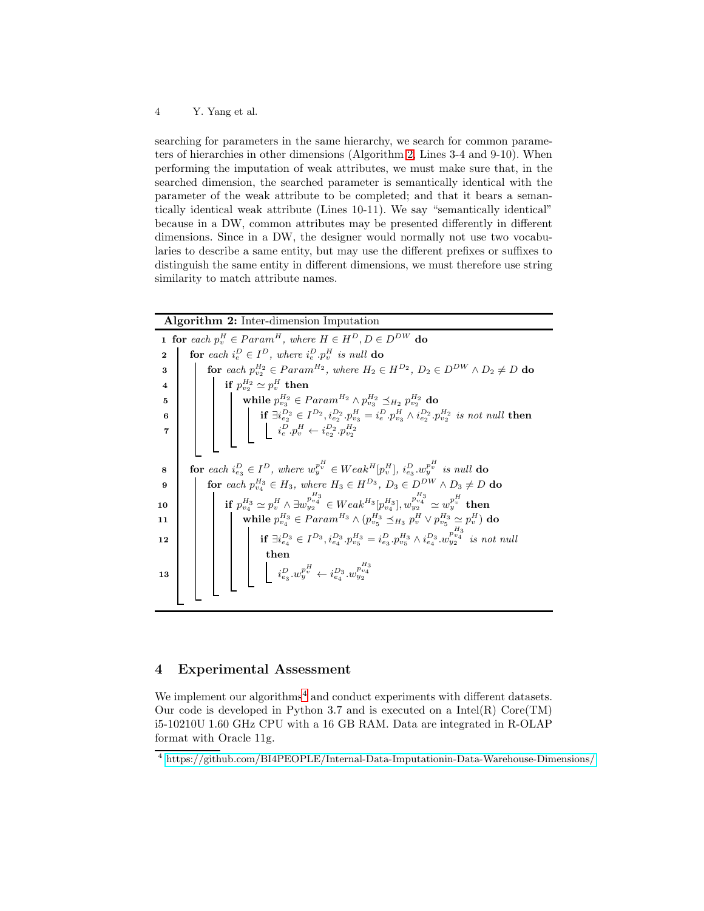searching for parameters in the same hierarchy, we search for common parameters of hierarchies in other dimensions (Algorithm 2, Lines 3-4 and 9-10). When performing the imputation of weak attributes, we must make sure that, in the searched dimension, the searched parameter is semantically identical with the parameter of the weak attribute to be completed; and that it bears a semantically identical weak attribute (Lines 10-11). We say "semantically identical" because in a DW, common attributes may be presented differently in different dimensions. Since in a DW, the designer would normally not use two vocabularies to describe a same entity, but may use the different prefixes or suffixes to distinguish the same entity in different dimensions, we must therefore use string similarity to match attribute names.

**Algorithm 2:** Inter-dimension Imputation

```
1  for each p_v^H ∈ Param^H, where H ∈ H^D, D ∈ D^DW do
2    for each i_e^D ∈ I^D, where i_e^D.p_v^H is null do
3      for each p_{v2}^{H2} ∈ Param^{H2}, where H2 ∈ H^{D2}, D2 ∈ D^DW ∧ D2 ≠ D do
4        if p_{v2}^{H2} ≃ p_v^H then
5          while p_{v3}^{H2} ∈ Param^{H2} ∧ p_{v3}^{H2} ⪯_{H2} p_{v2}^{H2} do
6            if ∃i_{e2}^{D2} ∈ I^{D2}, i_{e2}^{D2}.p_{v3}^H = i_e^D.p_{v3}^H ∧ i_{e2}^{D2}.p_{v2}^{H2} is not null then
7              i_e^D.p_v^H ← i_{e2}^{D2}.p_{v2}^{H2}
8    for each i_{e3}^D ∈ I^D, where w_y^{p_v^H} ∈ Weak^H[p_v^H], i_{e3}^D.w_y^{p_v^H} is null do
9      for each p_{v4}^{H3} ∈ H3, where H3 ∈ H^{D3}, D3 ∈ D^DW ∧ D3 ≠ D do
10       if p_{v4}^{H3} ≃ p_v^H ∧ ∃w_{y2}^{p_{v4}^{H3}} ∈ Weak^{H3}[p_{v4}^{H3}], w_{y2}^{p_{v4}^{H3}} ≃ w_y^{p_v^H} then
11         while p_{v4}^{H3} ∈ Param^{H3} ∧ (p_{v5}^{H3} ⪯_{H3} p_v^H ∨ p_{v5}^{H3} ≃ p_v^H) do
12           if ∃i_{e4}^{D3} ∈ I^{D3}, i_{e4}^{D3}.p_{v5}^{H3} = i_{e3}^D.p_{v5}^{H3} ∧ i_{e4}^{D3}.w_{y2}^{p_{v4}^{H3}} is not null
               then
13             i_{e3}^D.w_y^{p_v^H} ← i_{e4}^{D3}.w_{y2}^{p_{v4}^{H3}}
```

## 4 Experimental Assessment

We implement our algorithms[4] and conduct experiments with different datasets. Our code is developed in Python 3.7 and is executed on a Intel(R) Core(TM) i5-10210U 1.60 GHz CPU with a 16 GB RAM. Data are integrated in R-OLAP format with Oracle 11g.

[4] https://github.com/BI4PEOPLE/Internal-Data-Imputationin-Data-Warehouse-Dimensions/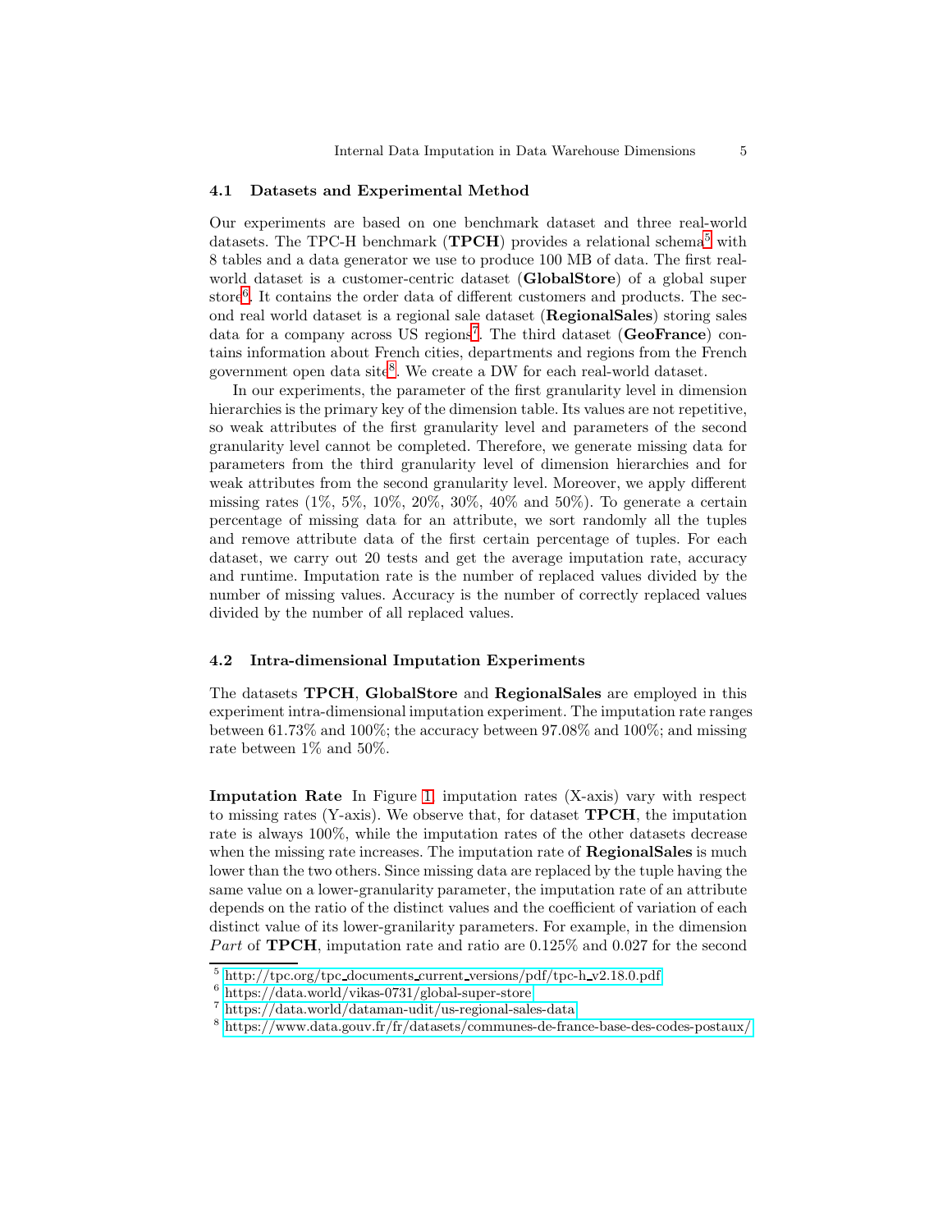### 4.1 Datasets and Experimental Method

Our experiments are based on one benchmark dataset and three real-world datasets. The TPC-H benchmark (**TPCH**) provides a relational schema[5] with 8 tables and a data generator we use to produce 100 MB of data. The first real-world dataset is a customer-centric dataset (**GlobalStore**) of a global super store[6]. It contains the order data of different customers and products. The second real world dataset is a regional sale dataset (**RegionalSales**) storing sales data for a company across US regions[7]. The third dataset (**GeoFrance**) contains information about French cities, departments and regions from the French government open data site[8]. We create a DW for each real-world dataset.

In our experiments, the parameter of the first granularity level in dimension hierarchies is the primary key of the dimension table. Its values are not repetitive, so weak attributes of the first granularity level and parameters of the second granularity level cannot be completed. Therefore, we generate missing data for parameters from the third granularity level of dimension hierarchies and for weak attributes from the second granularity level. Moreover, we apply different missing rates (1%, 5%, 10%, 20%, 30%, 40% and 50%). To generate a certain percentage of missing data for an attribute, we sort randomly all the tuples and remove attribute data of the first certain percentage of tuples. For each dataset, we carry out 20 tests and get the average imputation rate, accuracy and runtime. Imputation rate is the number of replaced values divided by the number of missing values. Accuracy is the number of correctly replaced values divided by the number of all replaced values.

### 4.2 Intra-dimensional Imputation Experiments

The datasets **TPCH**, **GlobalStore** and **RegionalSales** are employed in this experiment intra-dimensional imputation experiment. The imputation rate ranges between 61.73% and 100%; the accuracy between 97.08% and 100%; and missing rate between 1% and 50%.

**Imputation Rate** In Figure 1, imputation rates (X-axis) vary with respect to missing rates (Y-axis). We observe that, for dataset **TPCH**, the imputation rate is always 100%, while the imputation rates of the other datasets decrease when the missing rate increases. The imputation rate of **RegionalSales** is much lower than the two others. Since missing data are replaced by the tuple having the same value on a lower-granularity parameter, the imputation rate of an attribute depends on the ratio of the distinct values and the coefficient of variation of each distinct value of its lower-granilarity parameters. For example, in the dimension *Part* of **TPCH**, imputation rate and ratio are 0.125% and 0.027 for the second

[5] http://tpc.org/tpc_documents_current_versions/pdf/tpc-h_v2.18.0.pdf

[6] https://data.world/vikas-0731/global-super-store

[7] https://data.world/dataman-udit/us-regional-sales-data

[8] https://www.data.gouv.fr/fr/datasets/communes-de-france-base-des-codes-postaux/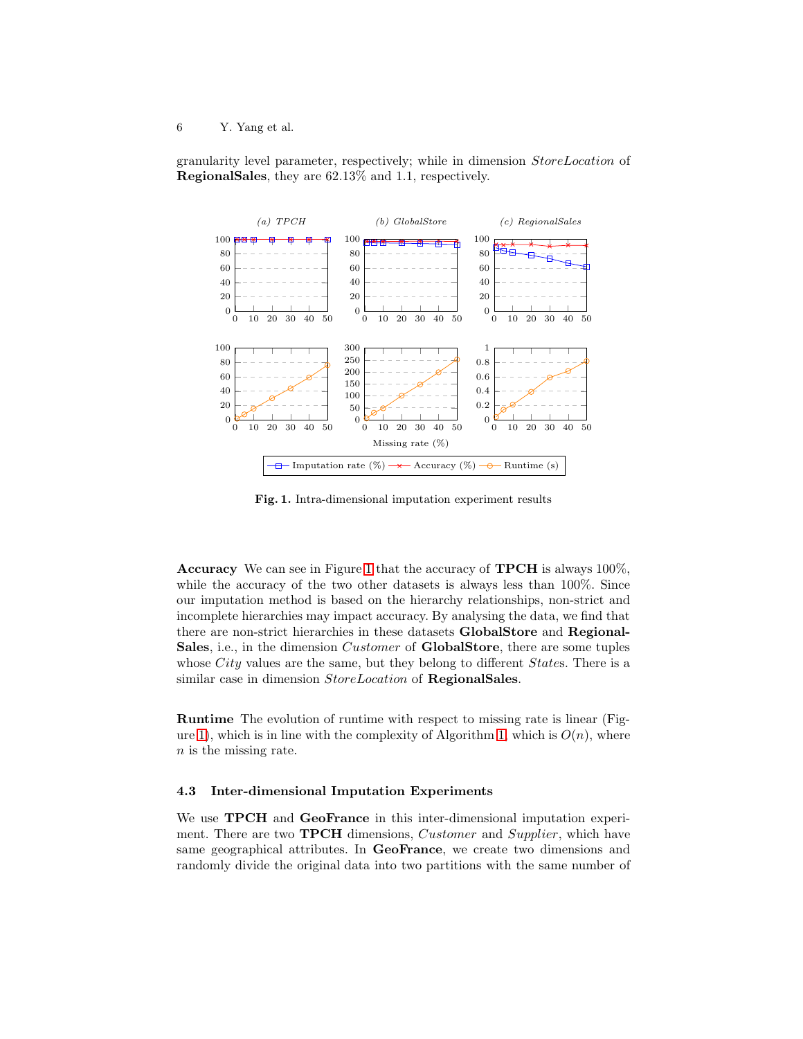granularity level parameter, respectively; while in dimension *StoreLocation* of **RegionalSales**, they are 62.13% and 1.1, respectively.

**Fig. 1.** Intra-dimensional imputation experiment results

**Accuracy** We can see in Figure 1 that the accuracy of **TPCH** is always 100%, while the accuracy of the two other datasets is always less than 100%. Since our imputation method is based on the hierarchy relationships, non-strict and incomplete hierarchies may impact accuracy. By analysing the data, we find that there are non-strict hierarchies in these datasets **GlobalStore** and **RegionalSales**, i.e., in the dimension *Customer* of **GlobalStore**, there are some tuples whose *City* values are the same, but they belong to different *State*s. There is a similar case in dimension *StoreLocation* of **RegionalSales**.

**Runtime** The evolution of runtime with respect to missing rate is linear (Figure 1), which is in line with the complexity of Algorithm 1, which is $O(n)$, where $n$ is the missing rate.

### 4.3 Inter-dimensional Imputation Experiments

We use **TPCH** and **GeoFrance** in this inter-dimensional imputation experiment. There are two **TPCH** dimensions, *Customer* and *Supplier*, which have same geographical attributes. In **GeoFrance**, we create two dimensions and randomly divide the original data into two partitions with the same number of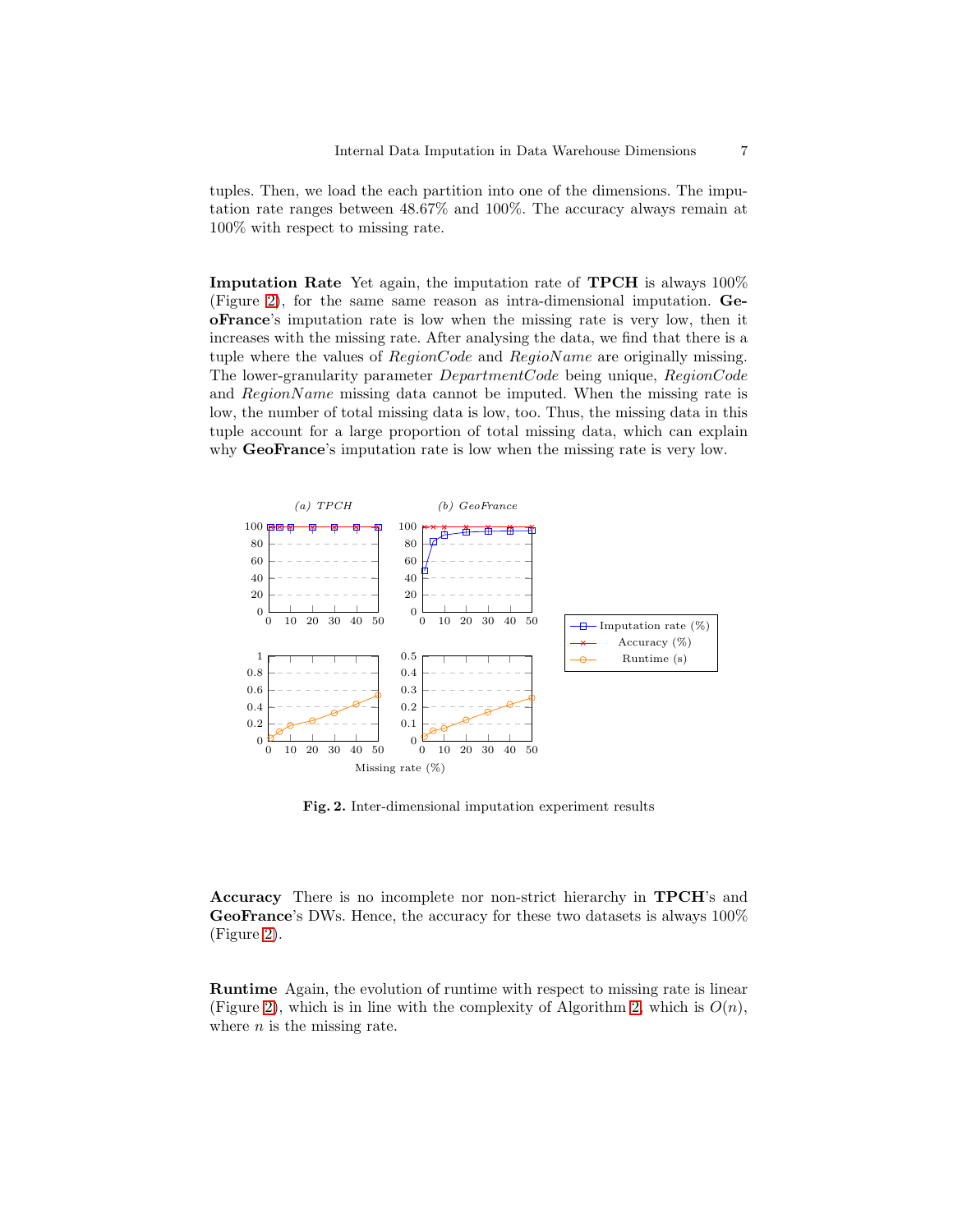tuples. Then, we load the each partition into one of the dimensions. The imputation rate ranges between 48.67% and 100%. The accuracy always remain at 100% with respect to missing rate.

**Imputation Rate** Yet again, the imputation rate of **TPCH** is always 100% (Figure 2), for the same same reason as intra-dimensional imputation. **GeoFrance**'s imputation rate is low when the missing rate is very low, then it increases with the missing rate. After analysing the data, we find that there is a tuple where the values of *RegionCode* and *RegioName* are originally missing. The lower-granularity parameter *DepartmentCode* being unique, *RegionCode* and *RegionName* missing data cannot be imputed. When the missing rate is low, the number of total missing data is low, too. Thus, the missing data in this tuple account for a large proportion of total missing data, which can explain why **GeoFrance**'s imputation rate is low when the missing rate is very low.

**Fig. 2.** Inter-dimensional imputation experiment results

**Accuracy** There is no incomplete nor non-strict hierarchy in **TPCH**'s and **GeoFrance**'s DWs. Hence, the accuracy for these two datasets is always 100% (Figure 2).

**Runtime** Again, the evolution of runtime with respect to missing rate is linear (Figure 2), which is in line with the complexity of Algorithm 2, which is $O(n)$, where $n$ is the missing rate.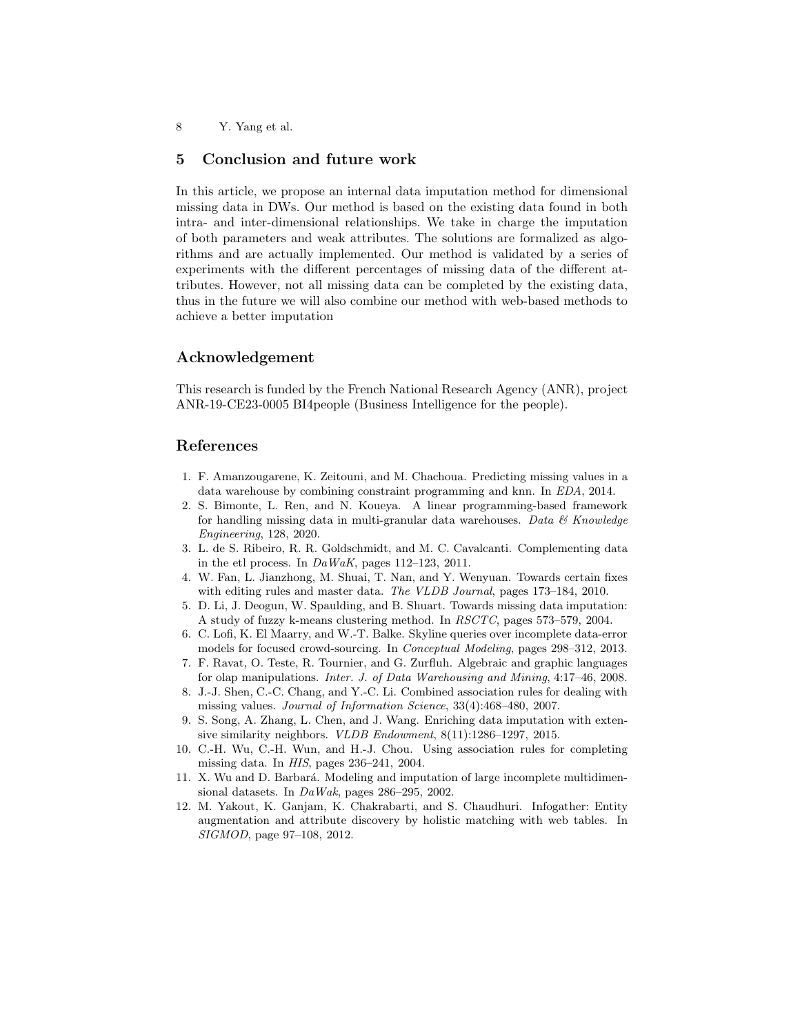## 5 Conclusion and future work

In this article, we propose an internal data imputation method for dimensional missing data in DWs. Our method is based on the existing data found in both intra- and inter-dimensional relationships. We take in charge the imputation of both parameters and weak attributes. The solutions are formalized as algorithms and are actually implemented. Our method is validated by a series of experiments with the different percentages of missing data of the different attributes. However, not all missing data can be completed by the existing data, thus in the future we will also combine our method with web-based methods to achieve a better imputation

## Acknowledgement

This research is funded by the French National Research Agency (ANR), project ANR-19-CE23-0005 BI4people (Business Intelligence for the people).

## References

1. F. Amanzougarene, K. Zeitouni, and M. Chachoua. Predicting missing values in a data warehouse by combining constraint programming and knn. In *EDA*, 2014.
2. S. Bimonte, L. Ren, and N. Koueya. A linear programming-based framework for handling missing data in multi-granular data warehouses. *Data & Knowledge Engineering*, 128, 2020.
3. L. de S. Ribeiro, R. R. Goldschmidt, and M. C. Cavalcanti. Complementing data in the etl process. In *DaWaK*, pages 112–123, 2011.
4. W. Fan, L. Jianzhong, M. Shuai, T. Nan, and Y. Wenyuan. Towards certain fixes with editing rules and master data. *The VLDB Journal*, pages 173–184, 2010.
5. D. Li, J. Deogun, W. Spaulding, and B. Shuart. Towards missing data imputation: A study of fuzzy k-means clustering method. In *RSCTC*, pages 573–579, 2004.
6. C. Lofi, K. El Maarry, and W.-T. Balke. Skyline queries over incomplete data-error models for focused crowd-sourcing. In *Conceptual Modeling*, pages 298–312, 2013.
7. F. Ravat, O. Teste, R. Tournier, and G. Zurfluh. Algebraic and graphic languages for olap manipulations. *Inter. J. of Data Warehousing and Mining*, 4:17–46, 2008.
8. J.-J. Shen, C.-C. Chang, and Y.-C. Li. Combined association rules for dealing with missing values. *Journal of Information Science*, 33(4):468–480, 2007.
9. S. Song, A. Zhang, L. Chen, and J. Wang. Enriching data imputation with extensive similarity neighbors. *VLDB Endowment*, 8(11):1286–1297, 2015.
10. C.-H. Wu, C.-H. Wun, and H.-J. Chou. Using association rules for completing missing data. In *HIS*, pages 236–241, 2004.
11. X. Wu and D. Barbará. Modeling and imputation of large incomplete multidimensional datasets. In *DaWak*, pages 286–295, 2002.
12. M. Yakout, K. Ganjam, K. Chakrabarti, and S. Chaudhuri. Infogather: Entity augmentation and attribute discovery by holistic matching with web tables. In *SIGMOD*, page 97–108, 2012.